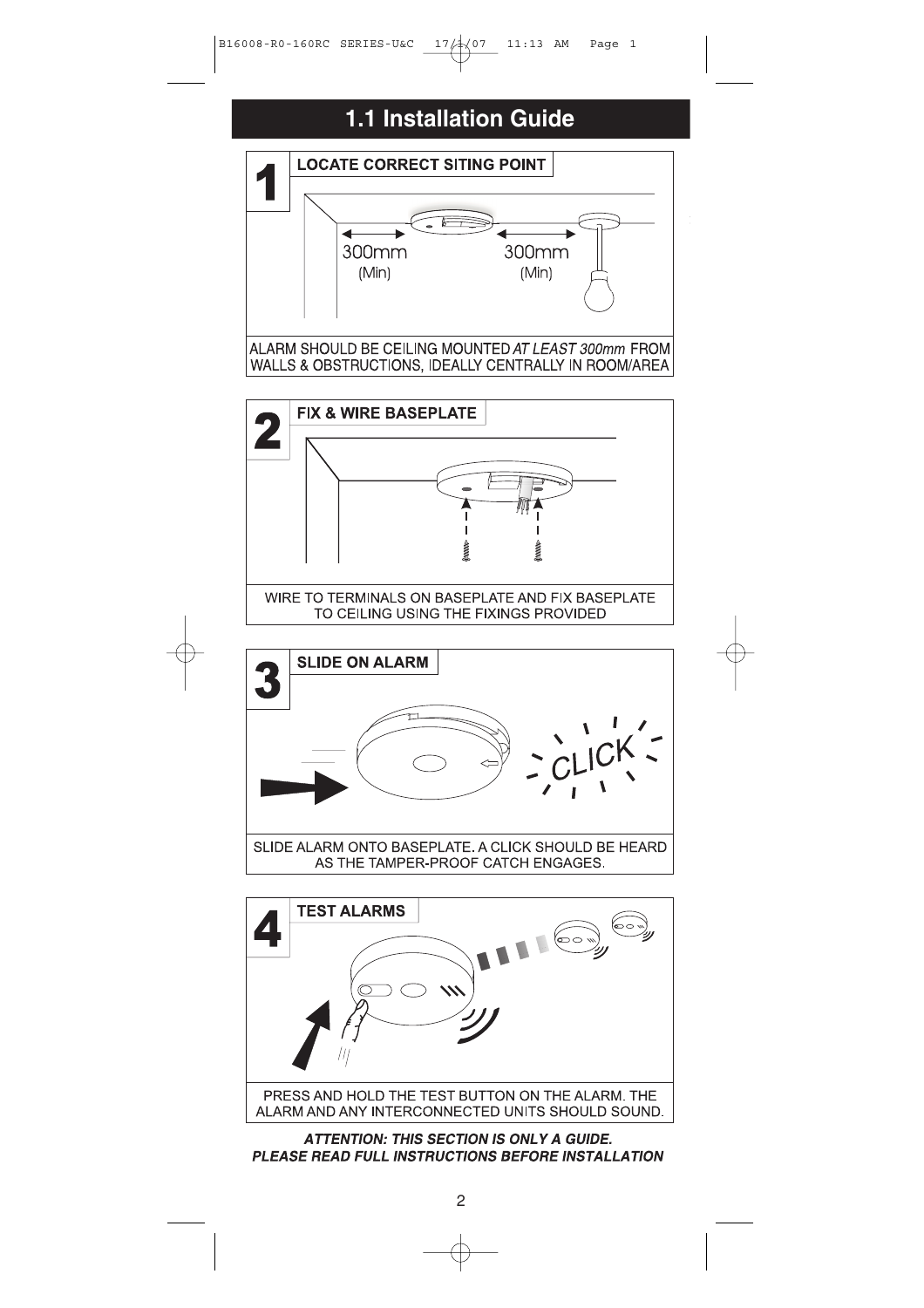# 1.1 Installation Guide

## 1 LOCATE CORRECT SITING POINT

300mm (Min)  300mm (Min)

ALARM SHOULD BE CEILING MOUNTED *AT LEAST 300mm* FROM WALLS & OBSTRUCTIONS, IDEALLY CENTRALLY IN ROOM/AREA

## 2 FIX & WIRE BASEPLATE

WIRE TO TERMINALS ON BASEPLATE AND FIX BASEPLATE TO CEILING USING THE FIXINGS PROVIDED

## 3 SLIDE ON ALARM

CLICK

SLIDE ALARM ONTO BASEPLATE. A CLICK SHOULD BE HEARD AS THE TAMPER-PROOF CATCH ENGAGES.

## 4 TEST ALARMS

PRESS AND HOLD THE TEST BUTTON ON THE ALARM. THE ALARM AND ANY INTERCONNECTED UNITS SHOULD SOUND.

***ATTENTION: THIS SECTION IS ONLY A GUIDE.***
***PLEASE READ FULL INSTRUCTIONS BEFORE INSTALLATION***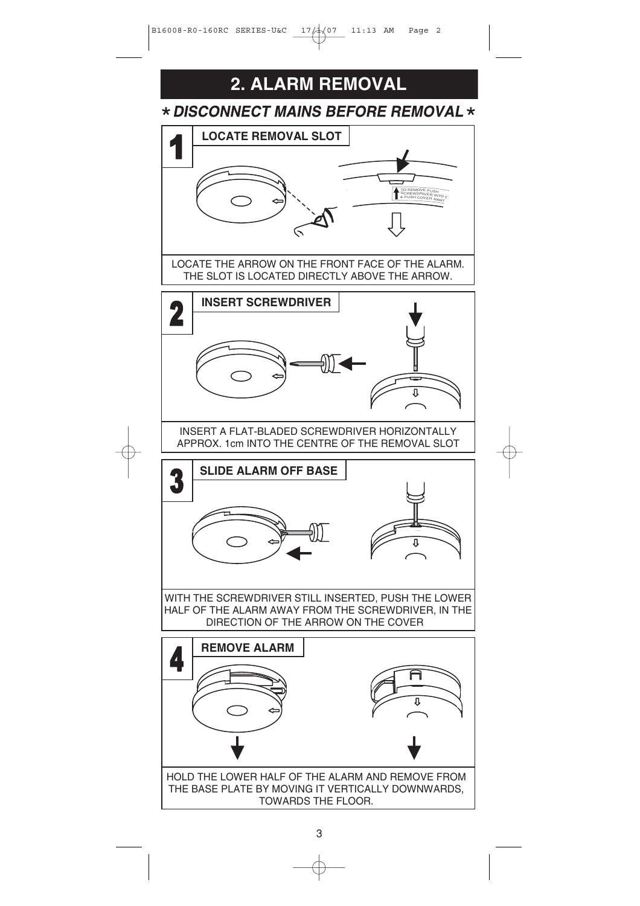# 2. ALARM REMOVAL

***\* DISCONNECT MAINS BEFORE REMOVAL \****

## 1 LOCATE REMOVAL SLOT

TO REMOVE PUSH SCREWDRIVER INTO & PUSH COVER AWAY

LOCATE THE ARROW ON THE FRONT FACE OF THE ALARM. THE SLOT IS LOCATED DIRECTLY ABOVE THE ARROW.

## 2 INSERT SCREWDRIVER

INSERT A FLAT-BLADED SCREWDRIVER HORIZONTALLY APPROX. 1cm INTO THE CENTRE OF THE REMOVAL SLOT

## 3 SLIDE ALARM OFF BASE

WITH THE SCREWDRIVER STILL INSERTED, PUSH THE LOWER HALF OF THE ALARM AWAY FROM THE SCREWDRIVER, IN THE DIRECTION OF THE ARROW ON THE COVER

## 4 REMOVE ALARM

HOLD THE LOWER HALF OF THE ALARM AND REMOVE FROM THE BASE PLATE BY MOVING IT VERTICALLY DOWNWARDS, TOWARDS THE FLOOR.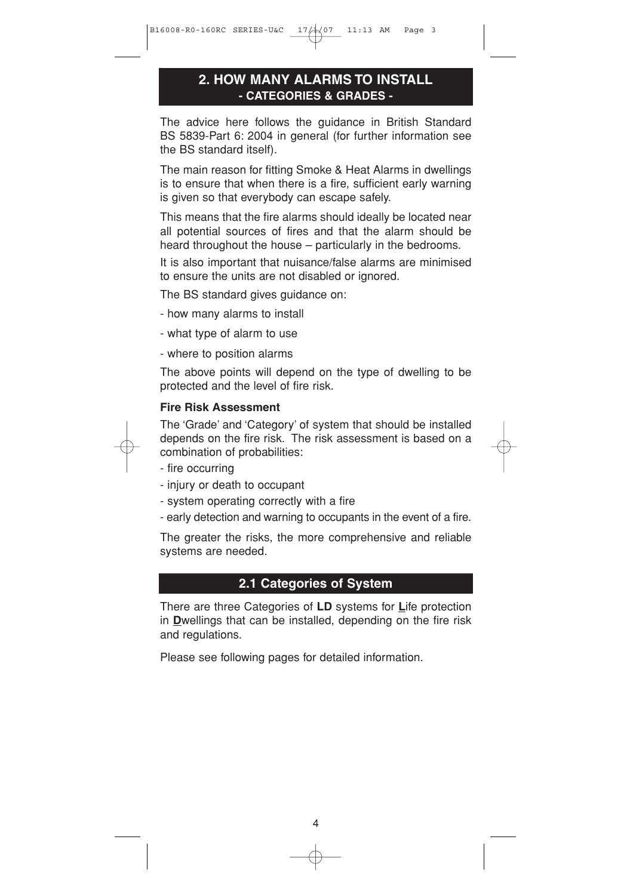## 2. HOW MANY ALARMS TO INSTALL

**- CATEGORIES & GRADES -**

The advice here follows the guidance in British Standard BS 5839-Part 6: 2004 in general (for further information see the BS standard itself).

The main reason for fitting Smoke & Heat Alarms in dwellings is to ensure that when there is a fire, sufficient early warning is given so that everybody can escape safely.

This means that the fire alarms should ideally be located near all potential sources of fires and that the alarm should be heard throughout the house – particularly in the bedrooms.

It is also important that nuisance/false alarms are minimised to ensure the units are not disabled or ignored.

The BS standard gives guidance on:

- how many alarms to install
- what type of alarm to use
- where to position alarms

The above points will depend on the type of dwelling to be protected and the level of fire risk.

**Fire Risk Assessment**

The 'Grade' and 'Category' of system that should be installed depends on the fire risk. The risk assessment is based on a combination of probabilities:

- fire occurring
- injury or death to occupant
- system operating correctly with a fire
- early detection and warning to occupants in the event of a fire.

The greater the risks, the more comprehensive and reliable systems are needed.

### 2.1 Categories of System

There are three Categories of **LD** systems for **L**ife protection in **D**wellings that can be installed, depending on the fire risk and regulations.

Please see following pages for detailed information.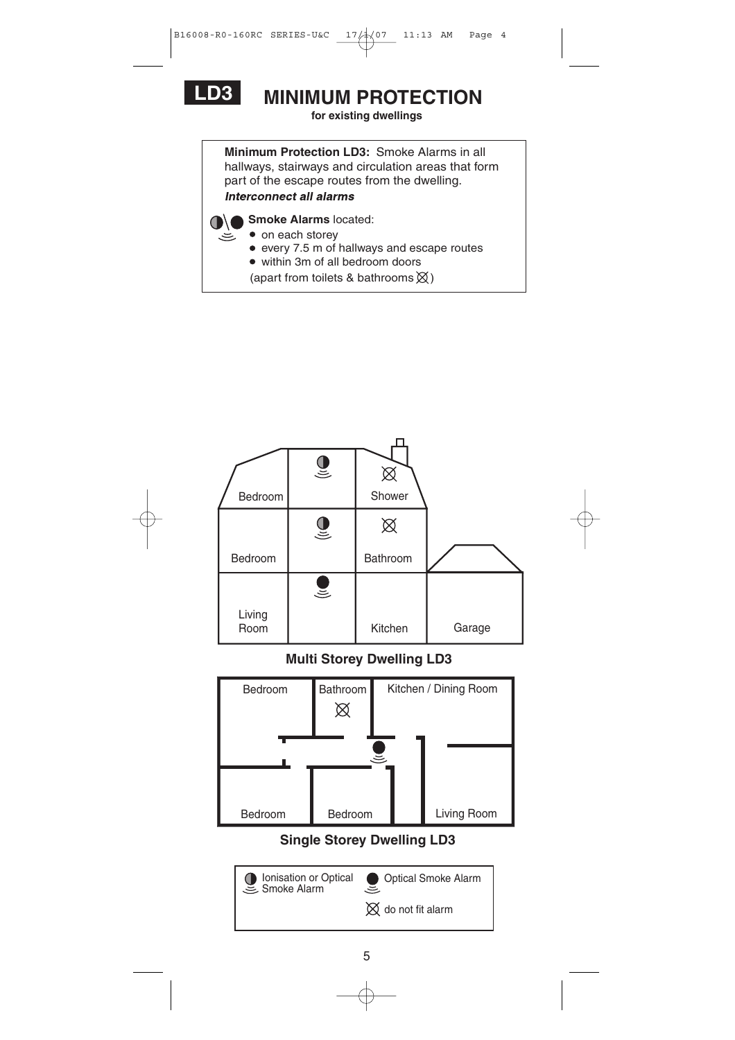# LD3 MINIMUM PROTECTION

**for existing dwellings**

**Minimum Protection LD3:** Smoke Alarms in all hallways, stairways and circulation areas that form part of the escape routes from the dwelling.

***Interconnect all alarms***

**Smoke Alarms** located:

- on each storey
- every 7.5 m of hallways and escape routes
- within 3m of all bedroom doors

(apart from toilets & bathrooms ⊠)

Bedroom
Shower
Bedroom
Bathroom
Living Room
Kitchen
Garage

**Multi Storey Dwelling LD3**

Bedroom
Bathroom
Kitchen / Dining Room
Bedroom
Bedroom
Living Room

**Single Storey Dwelling LD3**

Ionisation or Optical Smoke Alarm
Optical Smoke Alarm
do not fit alarm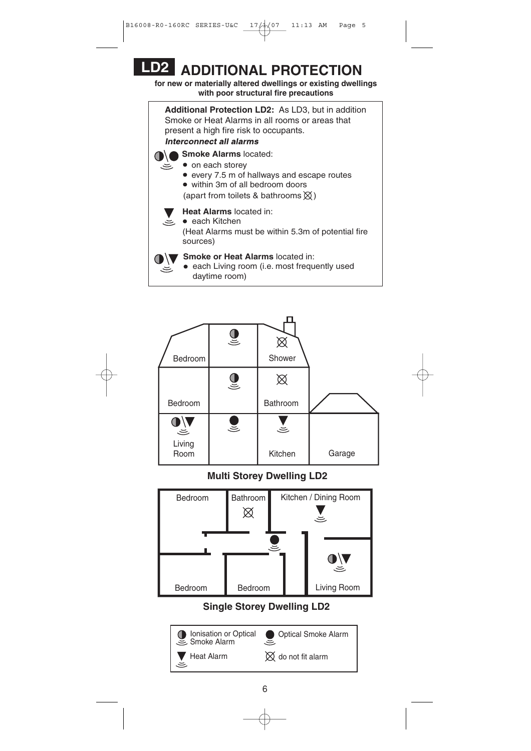# LD2 ADDITIONAL PROTECTION

**for new or materially altered dwellings or existing dwellings with poor structural fire precautions**

**Additional Protection LD2:** As LD3, but in addition Smoke or Heat Alarms in all rooms or areas that present a high fire risk to occupants.

***Interconnect all alarms***

**Smoke Alarms** located:

- on each storey
- every 7.5 m of hallways and escape routes
- within 3m of all bedroom doors

(apart from toilets & bathrooms ⊠)

**Heat Alarms** located in:

- each Kitchen

(Heat Alarms must be within 5.3m of potential fire sources)

**Smoke or Heat Alarms** located in:

- each Living room (i.e. most frequently used daytime room)

Bedroom | Shower | Bedroom | Bathroom | Living Room | Kitchen | Garage

**Multi Storey Dwelling LD2**

Bedroom | Bathroom | Kitchen / Dining Room | Bedroom | Bedroom | Living Room

**Single Storey Dwelling LD2**

| | |
|---|---|
| Ionisation or Optical Smoke Alarm | Optical Smoke Alarm |
| Heat Alarm | ⊠ do not fit alarm |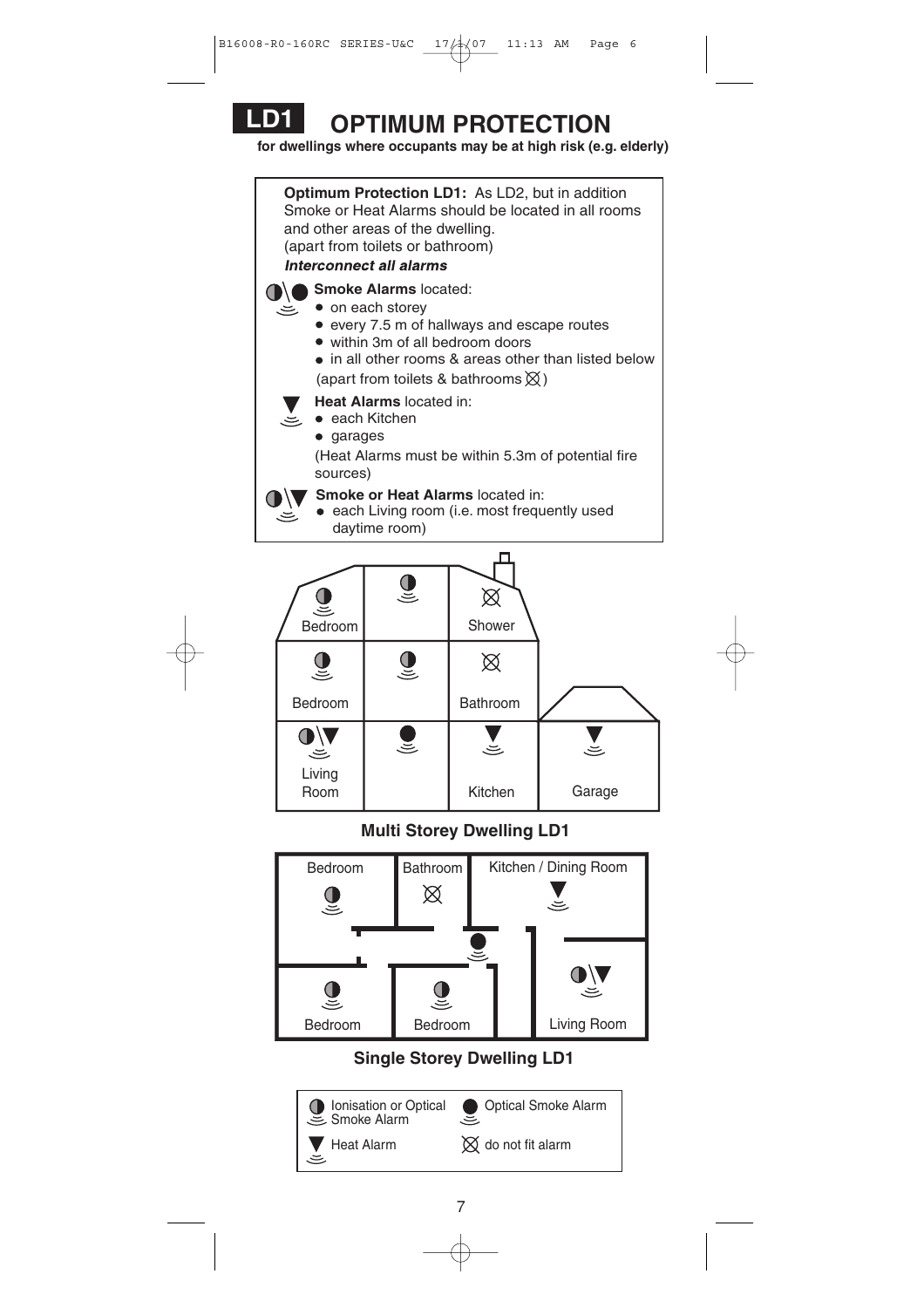# LD1 OPTIMUM PROTECTION

**for dwellings where occupants may be at high risk (e.g. elderly)**

**Optimum Protection LD1:** As LD2, but in addition Smoke or Heat Alarms should be located in all rooms and other areas of the dwelling.
(apart from toilets or bathroom)
***Interconnect all alarms***

**Smoke Alarms** located:

- on each storey
- every 7.5 m of hallways and escape routes
- within 3m of all bedroom doors
- in all other rooms & areas other than listed below

(apart from toilets & bathrooms ⊠)

**Heat Alarms** located in:

- each Kitchen
- garages

(Heat Alarms must be within 5.3m of potential fire sources)

**Smoke or Heat Alarms** located in:

- each Living room (i.e. most frequently used daytime room)

Bedroom | Shower | Bedroom | Bathroom | Living Room | Kitchen | Garage

**Multi Storey Dwelling LD1**

Bedroom | Bathroom | Kitchen / Dining Room | Bedroom | Bedroom | Living Room

**Single Storey Dwelling LD1**

| | |
|---|---|
| Ionisation or Optical Smoke Alarm | Optical Smoke Alarm |
| Heat Alarm | ⊠ do not fit alarm |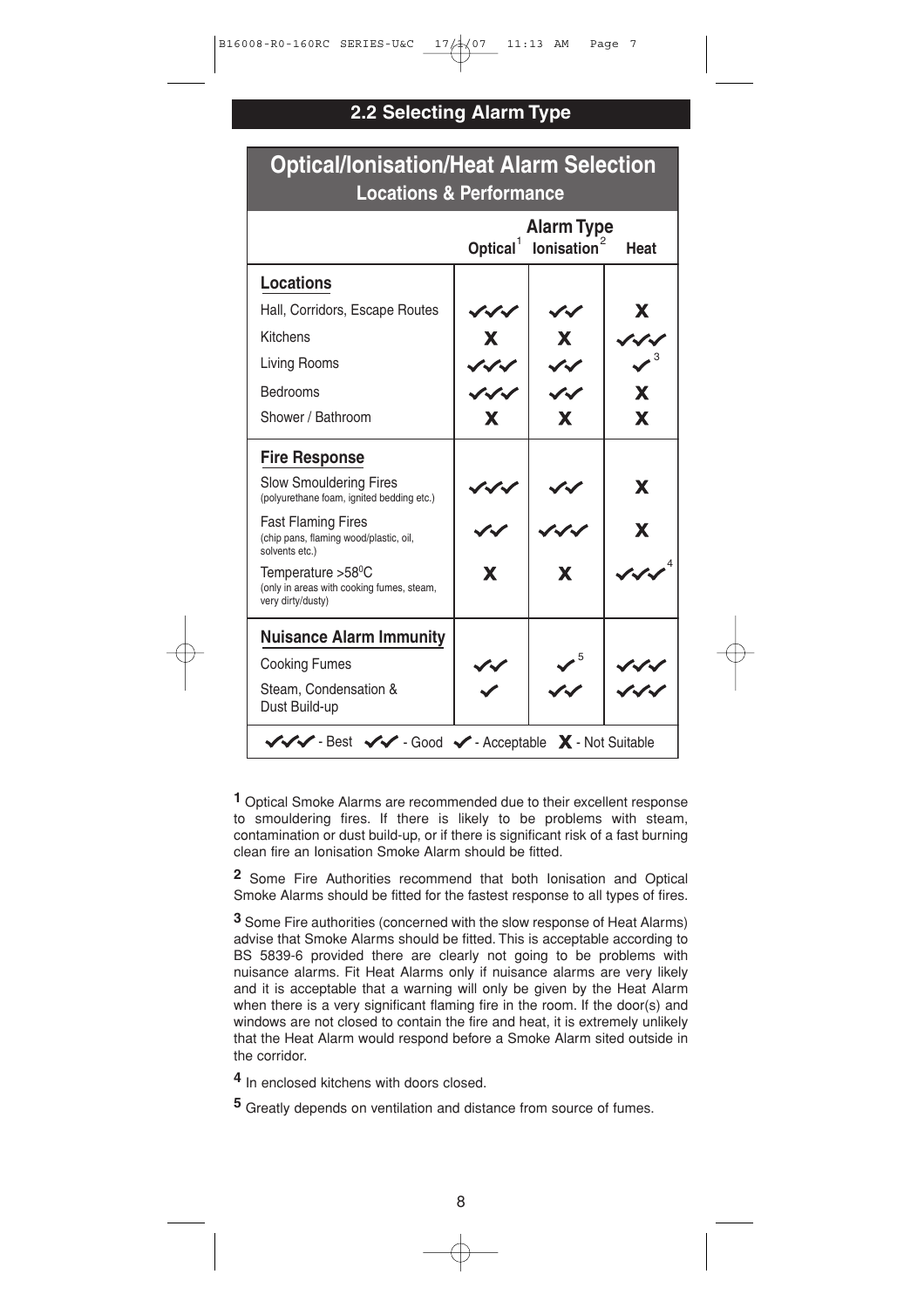## 2.2 Selecting Alarm Type

### Optical/Ionisation/Heat Alarm Selection
**Locations & Performance**

| | Alarm Type | | |
|---|---|---|---|
| | Optical[1] | Ionisation[2] | Heat |
| **Locations** | | | |
| Hall, Corridors, Escape Routes | ✔✔✔ | ✔✔ | X |
| Kitchens | X | X | ✔✔✔ |
| Living Rooms | ✔✔✔ | ✔✔ | ✔[3] |
| Bedrooms | ✔✔✔ | ✔✔ | X |
| Shower / Bathroom | X | X | X |
| **Fire Response** | | | |
| Slow Smouldering Fires (polyurethane foam, ignited bedding etc.) | ✔✔✔ | ✔✔ | X |
| Fast Flaming Fires (chip pans, flaming wood/plastic, oil, solvents etc.) | ✔✔ | ✔✔✔ | X |
| Temperature >58°C (only in areas with cooking fumes, steam, very dirty/dusty) | X | X | ✔✔✔[4] |
| **Nuisance Alarm Immunity** | | | |
| Cooking Fumes | ✔✔ | ✔[5] | ✔✔✔ |
| Steam, Condensation & Dust Build-up | ✔ | ✔✔ | ✔✔✔ |

✔✔✔ - Best ✔✔ - Good ✔ - Acceptable X - Not Suitable

**1** Optical Smoke Alarms are recommended due to their excellent response to smouldering fires. If there is likely to be problems with steam, contamination or dust build-up, or if there is significant risk of a fast burning clean fire an Ionisation Smoke Alarm should be fitted.

**2** Some Fire Authorities recommend that both Ionisation and Optical Smoke Alarms should be fitted for the fastest response to all types of fires.

**3** Some Fire authorities (concerned with the slow response of Heat Alarms) advise that Smoke Alarms should be fitted. This is acceptable according to BS 5839-6 provided there are clearly not going to be problems with nuisance alarms. Fit Heat Alarms only if nuisance alarms are very likely and it is acceptable that a warning will only be given by the Heat Alarm when there is a very significant flaming fire in the room. If the door(s) and windows are not closed to contain the fire and heat, it is extremely unlikely that the Heat Alarm would respond before a Smoke Alarm sited outside in the corridor.

**4** In enclosed kitchens with doors closed.

**5** Greatly depends on ventilation and distance from source of fumes.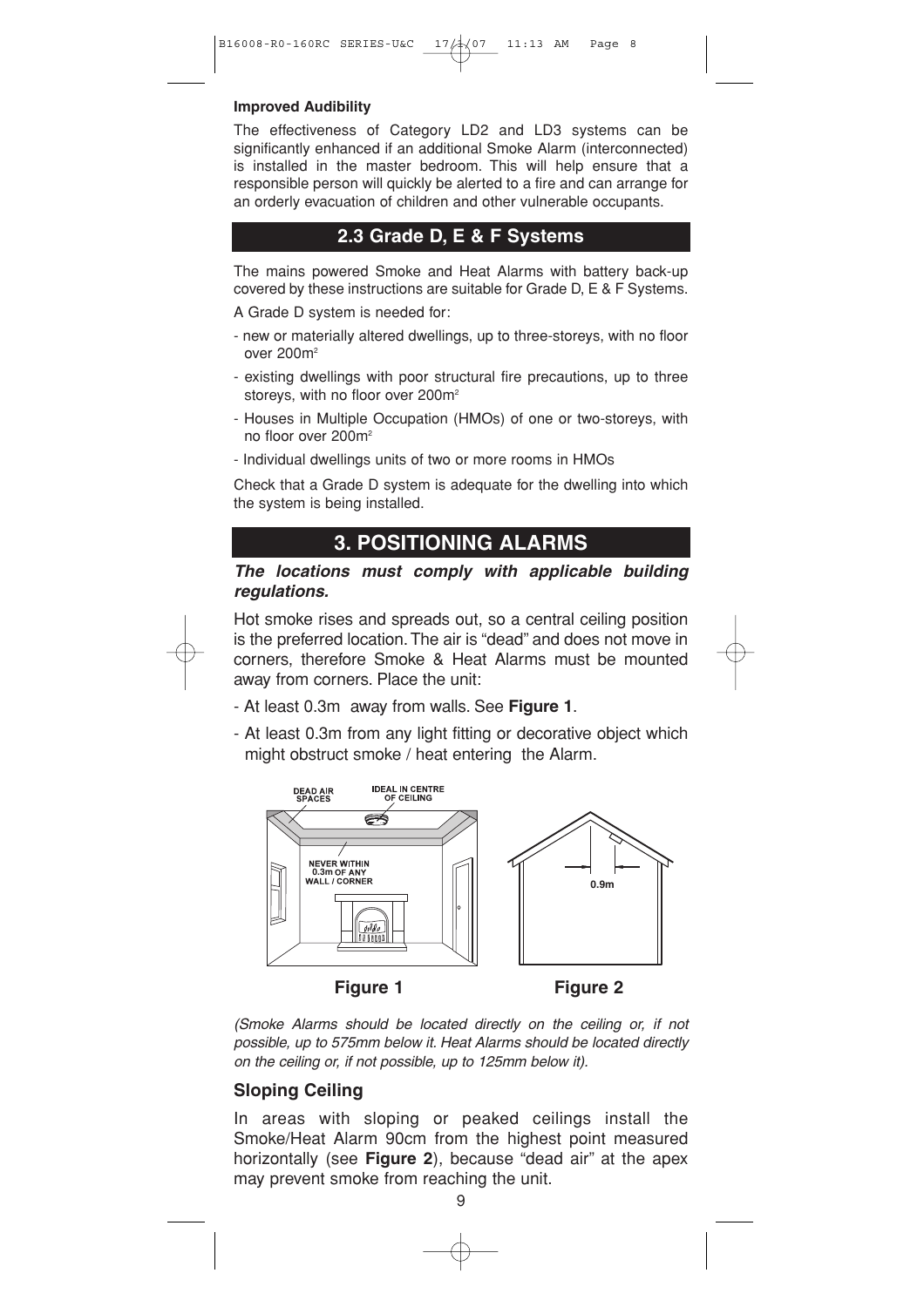**Improved Audibility**

The effectiveness of Category LD2 and LD3 systems can be significantly enhanced if an additional Smoke Alarm (interconnected) is installed in the master bedroom. This will help ensure that a responsible person will quickly be alerted to a fire and can arrange for an orderly evacuation of children and other vulnerable occupants.

## 2.3 Grade D, E & F Systems

The mains powered Smoke and Heat Alarms with battery back-up covered by these instructions are suitable for Grade D, E & F Systems.

A Grade D system is needed for:

- new or materially altered dwellings, up to three-storeys, with no floor over 200m$^2$
- existing dwellings with poor structural fire precautions, up to three storeys, with no floor over 200m$^2$
- Houses in Multiple Occupation (HMOs) of one or two-storeys, with no floor over 200m$^2$
- Individual dwellings units of two or more rooms in HMOs

Check that a Grade D system is adequate for the dwelling into which the system is being installed.

# 3. POSITIONING ALARMS

***The locations must comply with applicable building regulations.***

Hot smoke rises and spreads out, so a central ceiling position is the preferred location. The air is "dead" and does not move in corners, therefore Smoke & Heat Alarms must be mounted away from corners. Place the unit:

- At least 0.3m away from walls. See **Figure 1**.
- At least 0.3m from any light fitting or decorative object which might obstruct smoke / heat entering the Alarm.

DEAD AIR SPACES | IDEAL IN CENTRE OF CEILING | NEVER WITHIN 0.3m OF ANY WALL / CORNER

**Figure 1**

0.9m

**Figure 2**

*(Smoke Alarms should be located directly on the ceiling or, if not possible, up to 575mm below it. Heat Alarms should be located directly on the ceiling or, if not possible, up to 125mm below it).*

### Sloping Ceiling

In areas with sloping or peaked ceilings install the Smoke/Heat Alarm 90cm from the highest point measured horizontally (see **Figure 2**), because "dead air" at the apex may prevent smoke from reaching the unit.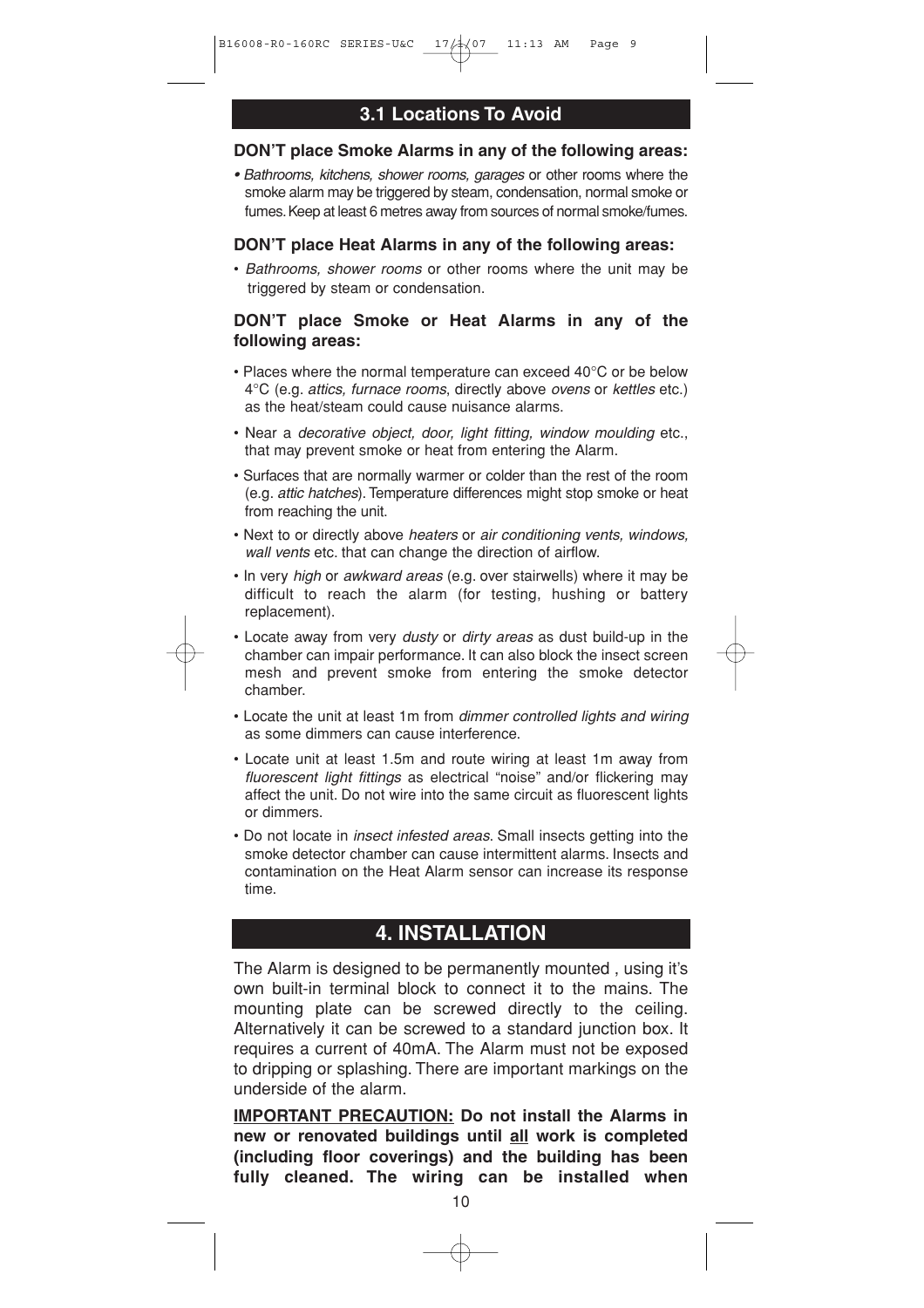## 3.1 Locations To Avoid

**DON'T place Smoke Alarms in any of the following areas:**

- *Bathrooms, kitchens, shower rooms, garages* or other rooms where the smoke alarm may be triggered by steam, condensation, normal smoke or fumes. Keep at least 6 metres away from sources of normal smoke/fumes.

**DON'T place Heat Alarms in any of the following areas:**

- *Bathrooms, shower rooms* or other rooms where the unit may be triggered by steam or condensation.

**DON'T place Smoke or Heat Alarms in any of the following areas:**

- Places where the normal temperature can exceed 40°C or be below 4°C (e.g. *attics, furnace rooms*, directly above *ovens* or *kettles* etc.) as the heat/steam could cause nuisance alarms.
- Near a *decorative object, door, light fitting, window moulding* etc., that may prevent smoke or heat from entering the Alarm.
- Surfaces that are normally warmer or colder than the rest of the room (e.g. *attic hatches*). Temperature differences might stop smoke or heat from reaching the unit.
- Next to or directly above *heaters* or *air conditioning vents, windows, wall vents* etc. that can change the direction of airflow.
- In very *high* or *awkward areas* (e.g. over stairwells) where it may be difficult to reach the alarm (for testing, hushing or battery replacement).
- Locate away from very *dusty* or *dirty areas* as dust build-up in the chamber can impair performance. It can also block the insect screen mesh and prevent smoke from entering the smoke detector chamber.
- Locate the unit at least 1m from *dimmer controlled lights and wiring* as some dimmers can cause interference.
- Locate unit at least 1.5m and route wiring at least 1m away from *fluorescent light fittings* as electrical "noise" and/or flickering may affect the unit. Do not wire into the same circuit as fluorescent lights or dimmers.
- Do not locate in *insect infested areas*. Small insects getting into the smoke detector chamber can cause intermittent alarms. Insects and contamination on the Heat Alarm sensor can increase its response time.

# 4. INSTALLATION

The Alarm is designed to be permanently mounted , using it's own built-in terminal block to connect it to the mains. The mounting plate can be screwed directly to the ceiling. Alternatively it can be screwed to a standard junction box. It requires a current of 40mA. The Alarm must not be exposed to dripping or splashing. There are important markings on the underside of the alarm.

**<u>IMPORTANT PRECAUTION:</u> Do not install the Alarms in new or renovated buildings until <u>all</u> work is completed (including floor coverings) and the building has been fully cleaned. The wiring can be installed when**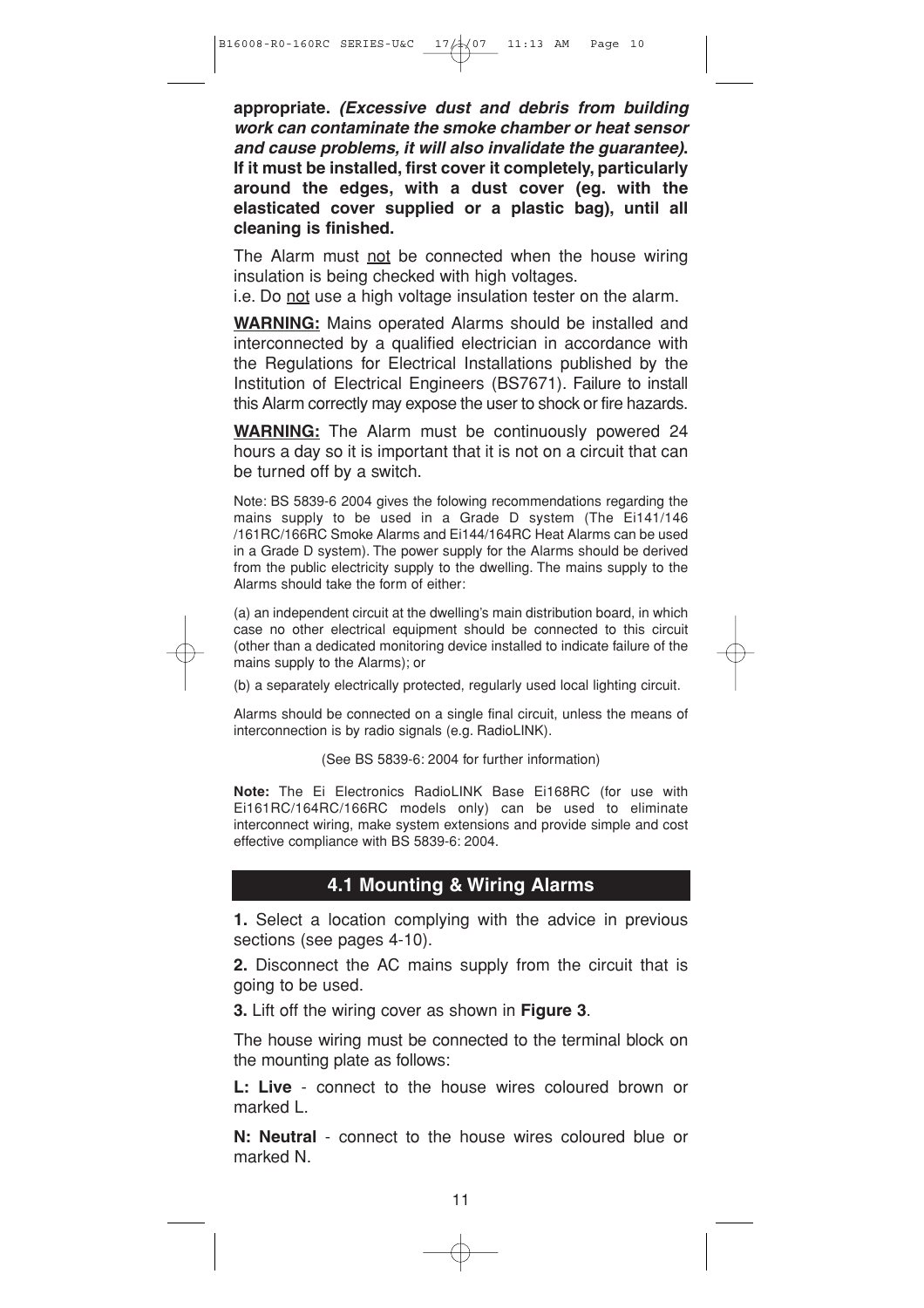**appropriate.** ***(Excessive dust and debris from building work can contaminate the smoke chamber or heat sensor and cause problems, it will also invalidate the guarantee).*** **If it must be installed, first cover it completely, particularly around the edges, with a dust cover (eg. with the elasticated cover supplied or a plastic bag), until all cleaning is finished.**

The Alarm must not be connected when the house wiring insulation is being checked with high voltages.
i.e. Do not use a high voltage insulation tester on the alarm.

**WARNING:** Mains operated Alarms should be installed and interconnected by a qualified electrician in accordance with the Regulations for Electrical Installations published by the Institution of Electrical Engineers (BS7671). Failure to install this Alarm correctly may expose the user to shock or fire hazards.

**WARNING:** The Alarm must be continuously powered 24 hours a day so it is important that it is not on a circuit that can be turned off by a switch.

Note: BS 5839-6 2004 gives the folowing recommendations regarding the mains supply to be used in a Grade D system (The Ei141/146 /161RC/166RC Smoke Alarms and Ei144/164RC Heat Alarms can be used in a Grade D system). The power supply for the Alarms should be derived from the public electricity supply to the dwelling. The mains supply to the Alarms should take the form of either:

(a) an independent circuit at the dwelling's main distribution board, in which case no other electrical equipment should be connected to this circuit (other than a dedicated monitoring device installed to indicate failure of the mains supply to the Alarms); or

(b) a separately electrically protected, regularly used local lighting circuit.

Alarms should be connected on a single final circuit, unless the means of interconnection is by radio signals (e.g. RadioLINK).

(See BS 5839-6: 2004 for further information)

**Note:** The Ei Electronics RadioLINK Base Ei168RC (for use with Ei161RC/164RC/166RC models only) can be used to eliminate interconnect wiring, make system extensions and provide simple and cost effective compliance with BS 5839-6: 2004.

## 4.1 Mounting & Wiring Alarms

**1.** Select a location complying with the advice in previous sections (see pages 4-10).

**2.** Disconnect the AC mains supply from the circuit that is going to be used.

**3.** Lift off the wiring cover as shown in **Figure 3**.

The house wiring must be connected to the terminal block on the mounting plate as follows:

**L: Live** - connect to the house wires coloured brown or marked L.

**N: Neutral** - connect to the house wires coloured blue or marked N.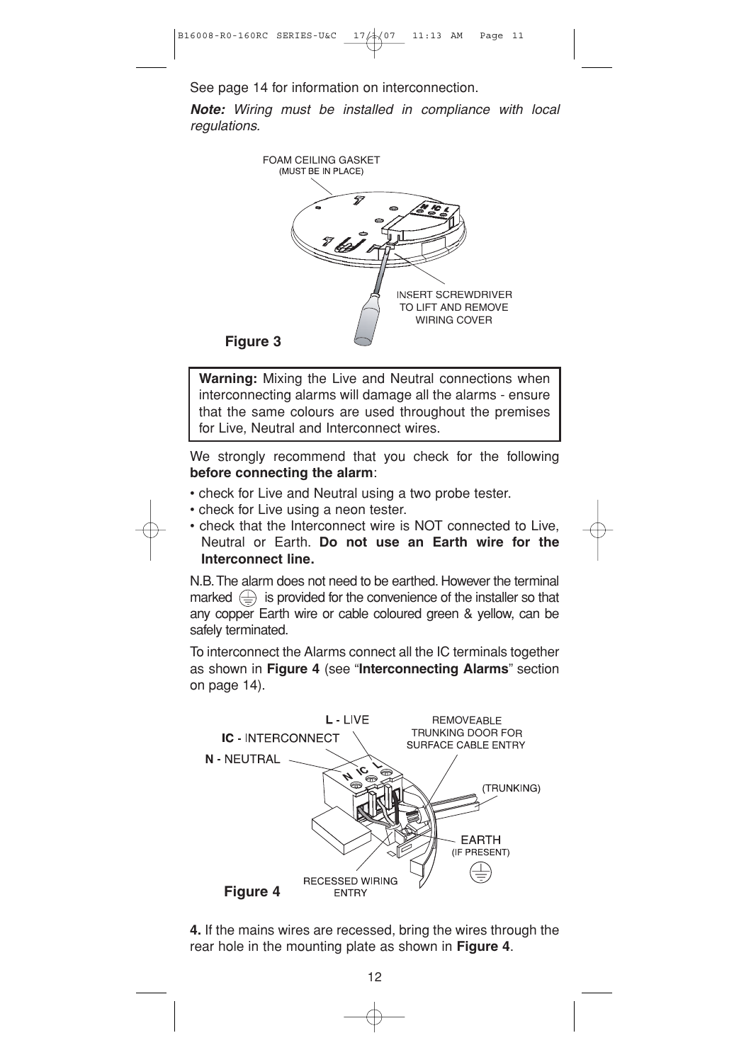See page 14 for information on interconnection.

***Note:*** *Wiring must be installed in compliance with local regulations.*

FOAM CEILING GASKET (MUST BE IN PLACE)

INSERT SCREWDRIVER TO LIFT AND REMOVE WIRING COVER

**Figure 3**

> **Warning:** Mixing the Live and Neutral connections when interconnecting alarms will damage all the alarms - ensure that the same colours are used throughout the premises for Live, Neutral and Interconnect wires.

We strongly recommend that you check for the following **before connecting the alarm**:

- check for Live and Neutral using a two probe tester.
- check for Live using a neon tester.
- check that the Interconnect wire is NOT connected to Live, Neutral or Earth. **Do not use an Earth wire for the Interconnect line.**

N.B. The alarm does not need to be earthed. However the terminal marked ⏚ is provided for the convenience of the installer so that any copper Earth wire or cable coloured green & yellow, can be safely terminated.

To interconnect the Alarms connect all the IC terminals together as shown in **Figure 4** (see "**Interconnecting Alarms**" section on page 14).

**L** - LIVE

**IC** - INTERCONNECT

**N** - NEUTRAL

REMOVEABLE TRUNKING DOOR FOR SURFACE CABLE ENTRY

(TRUNKING)

EARTH (IF PRESENT)

RECESSED WIRING ENTRY

**Figure 4**

**4.** If the mains wires are recessed, bring the wires through the rear hole in the mounting plate as shown in **Figure 4**.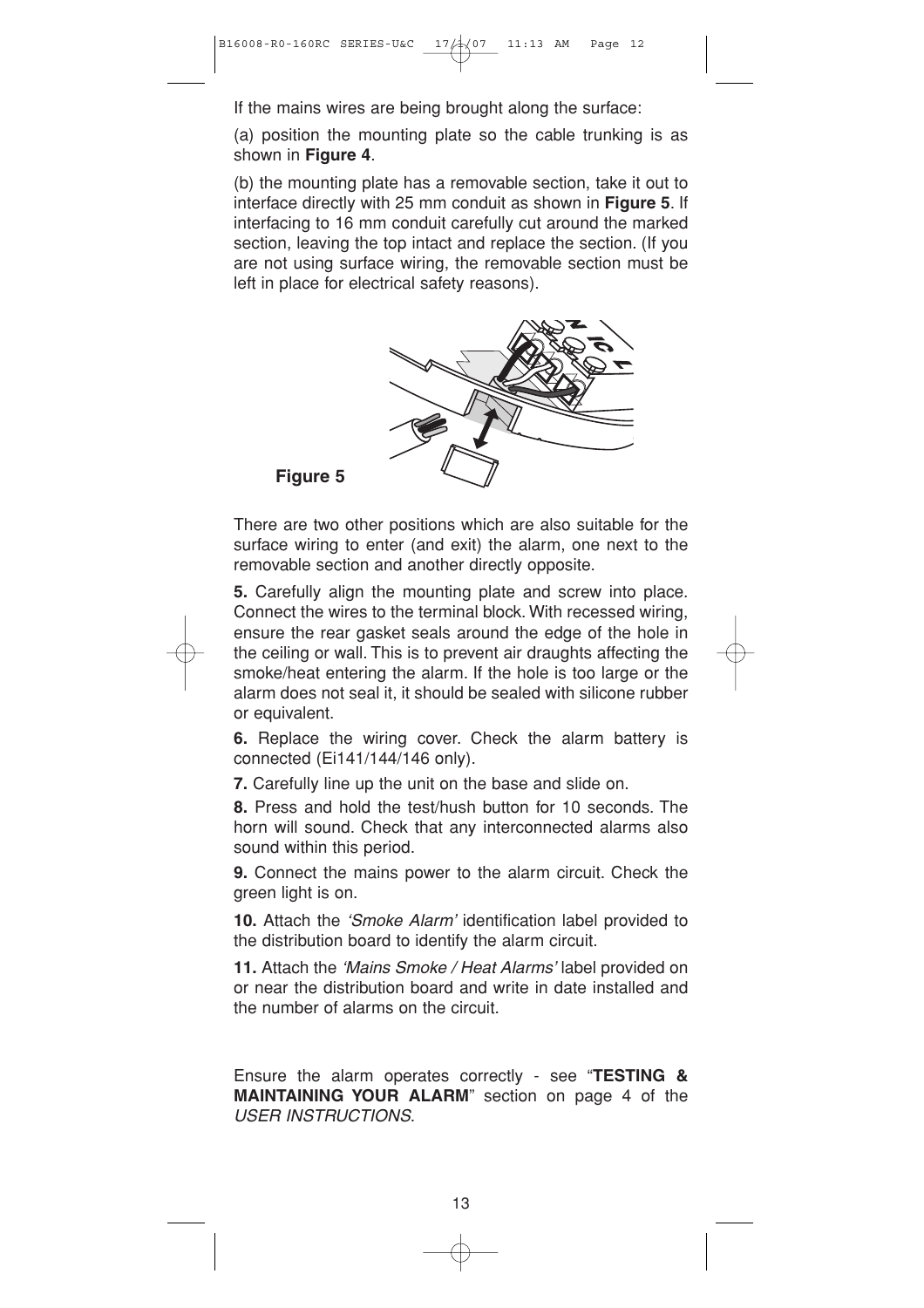If the mains wires are being brought along the surface:

(a) position the mounting plate so the cable trunking is as shown in **Figure 4**.

(b) the mounting plate has a removable section, take it out to interface directly with 25 mm conduit as shown in **Figure 5**. If interfacing to 16 mm conduit carefully cut around the marked section, leaving the top intact and replace the section. (If you are not using surface wiring, the removable section must be left in place for electrical safety reasons).

**Figure 5**

There are two other positions which are also suitable for the surface wiring to enter (and exit) the alarm, one next to the removable section and another directly opposite.

**5.** Carefully align the mounting plate and screw into place. Connect the wires to the terminal block. With recessed wiring, ensure the rear gasket seals around the edge of the hole in the ceiling or wall. This is to prevent air draughts affecting the smoke/heat entering the alarm. If the hole is too large or the alarm does not seal it, it should be sealed with silicone rubber or equivalent.

**6.** Replace the wiring cover. Check the alarm battery is connected (Ei141/144/146 only).

**7.** Carefully line up the unit on the base and slide on.

**8.** Press and hold the test/hush button for 10 seconds. The horn will sound. Check that any interconnected alarms also sound within this period.

**9.** Connect the mains power to the alarm circuit. Check the green light is on.

**10.** Attach the *'Smoke Alarm'* identification label provided to the distribution board to identify the alarm circuit.

**11.** Attach the *'Mains Smoke / Heat Alarms'* label provided on or near the distribution board and write in date installed and the number of alarms on the circuit.

Ensure the alarm operates correctly - see "**TESTING & MAINTAINING YOUR ALARM**" section on page 4 of the *USER INSTRUCTIONS*.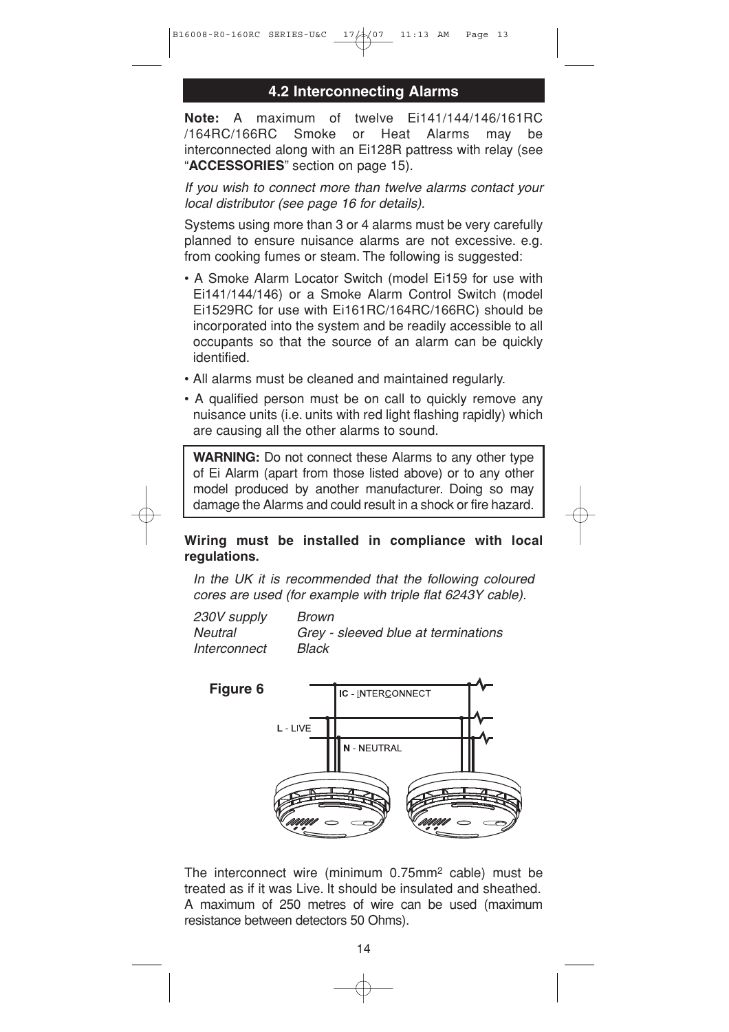## 4.2 Interconnecting Alarms

**Note:** A maximum of twelve Ei141/144/146/161RC /164RC/166RC Smoke or Heat Alarms may be interconnected along with an Ei128R pattress with relay (see "**ACCESSORIES**" section on page 15).

*If you wish to connect more than twelve alarms contact your local distributor (see page 16 for details).*

Systems using more than 3 or 4 alarms must be very carefully planned to ensure nuisance alarms are not excessive. e.g. from cooking fumes or steam. The following is suggested:

- A Smoke Alarm Locator Switch (model Ei159 for use with Ei141/144/146) or a Smoke Alarm Control Switch (model Ei1529RC for use with Ei161RC/164RC/166RC) should be incorporated into the system and be readily accessible to all occupants so that the source of an alarm can be quickly identified.
- All alarms must be cleaned and maintained regularly.
- A qualified person must be on call to quickly remove any nuisance units (i.e. units with red light flashing rapidly) which are causing all the other alarms to sound.

**WARNING:** Do not connect these Alarms to any other type of Ei Alarm (apart from those listed above) or to any other model produced by another manufacturer. Doing so may damage the Alarms and could result in a shock or fire hazard.

**Wiring must be installed in compliance with local regulations.**

*In the UK it is recommended that the following coloured cores are used (for example with triple flat 6243Y cable).*

| | |
|---|---|
| *230V supply* | *Brown* |
| *Neutral* | *Grey - sleeved blue at terminations* |
| *Interconnect* | *Black* |

**Figure 6**

IC - INTERCONNECT

L - LIVE

N - NEUTRAL

The interconnect wire (minimum 0.75mm$^2$ cable) must be treated as if it was Live. It should be insulated and sheathed. A maximum of 250 metres of wire can be used (maximum resistance between detectors 50 Ohms).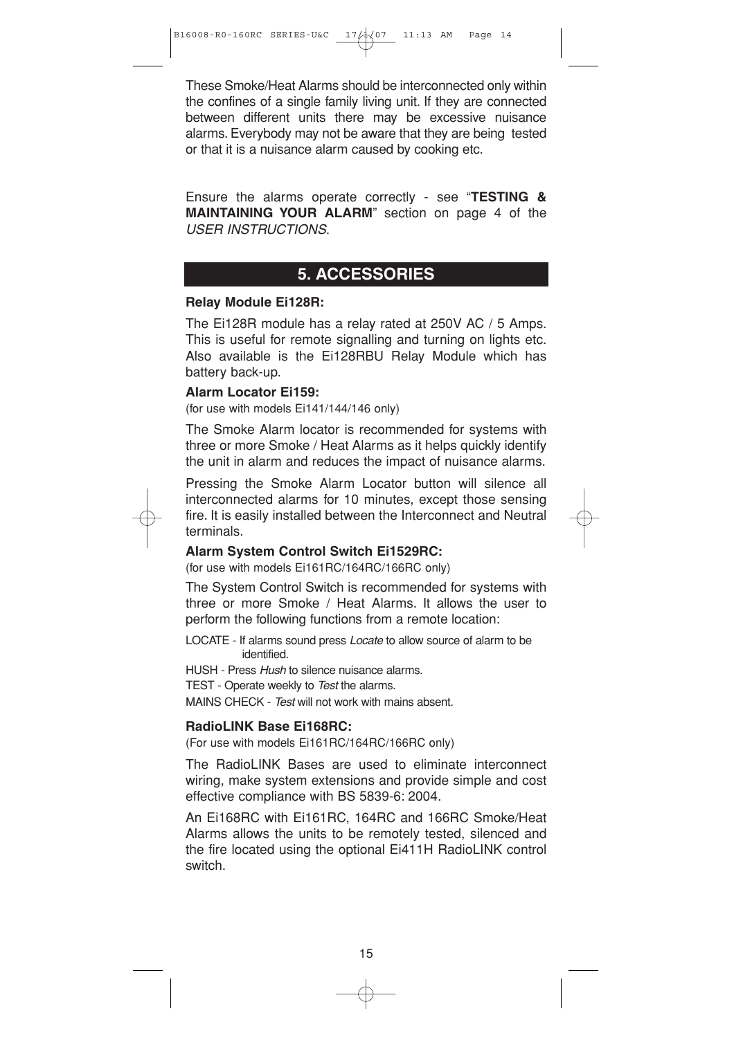These Smoke/Heat Alarms should be interconnected only within the confines of a single family living unit. If they are connected between different units there may be excessive nuisance alarms. Everybody may not be aware that they are being tested or that it is a nuisance alarm caused by cooking etc.

Ensure the alarms operate correctly - see "**TESTING & MAINTAINING YOUR ALARM**" section on page 4 of the *USER INSTRUCTIONS*.

## 5. ACCESSORIES

**Relay Module Ei128R:**

The Ei128R module has a relay rated at 250V AC / 5 Amps. This is useful for remote signalling and turning on lights etc. Also available is the Ei128RBU Relay Module which has battery back-up.

**Alarm Locator Ei159:**

(for use with models Ei141/144/146 only)

The Smoke Alarm locator is recommended for systems with three or more Smoke / Heat Alarms as it helps quickly identify the unit in alarm and reduces the impact of nuisance alarms.

Pressing the Smoke Alarm Locator button will silence all interconnected alarms for 10 minutes, except those sensing fire. It is easily installed between the Interconnect and Neutral terminals.

**Alarm System Control Switch Ei1529RC:**

(for use with models Ei161RC/164RC/166RC only)

The System Control Switch is recommended for systems with three or more Smoke / Heat Alarms. It allows the user to perform the following functions from a remote location:

LOCATE - If alarms sound press *Locate* to allow source of alarm to be identified.

HUSH - Press *Hush* to silence nuisance alarms.

TEST - Operate weekly to *Test* the alarms.

MAINS CHECK - *Test* will not work with mains absent.

**RadioLINK Base Ei168RC:**

(For use with models Ei161RC/164RC/166RC only)

The RadioLINK Bases are used to eliminate interconnect wiring, make system extensions and provide simple and cost effective compliance with BS 5839-6: 2004.

An Ei168RC with Ei161RC, 164RC and 166RC Smoke/Heat Alarms allows the units to be remotely tested, silenced and the fire located using the optional Ei411H RadioLINK control switch.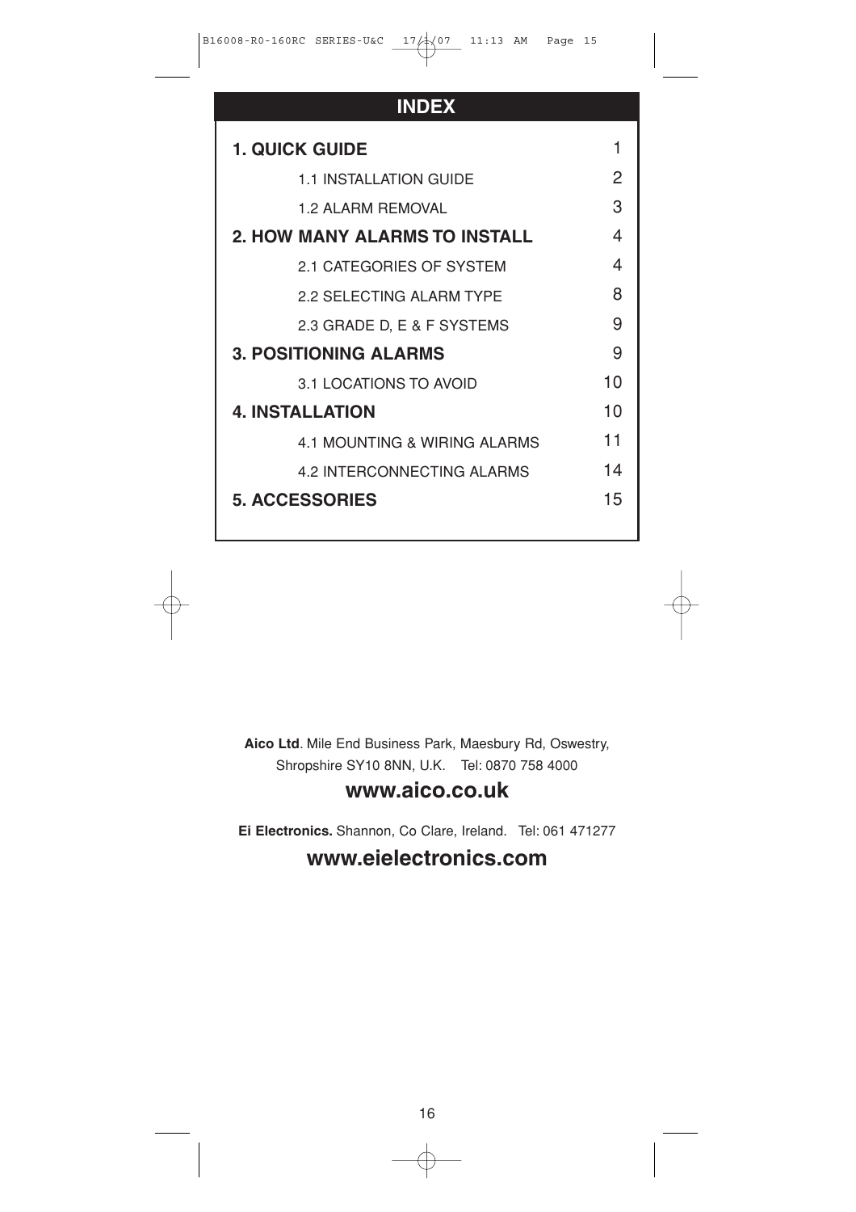## INDEX

| | |
|---|---|
| **1. QUICK GUIDE** | 1 |
| 1.1 INSTALLATION GUIDE | 2 |
| 1.2 ALARM REMOVAL | 3 |
| **2. HOW MANY ALARMS TO INSTALL** | 4 |
| 2.1 CATEGORIES OF SYSTEM | 4 |
| 2.2 SELECTING ALARM TYPE | 8 |
| 2.3 GRADE D, E & F SYSTEMS | 9 |
| **3. POSITIONING ALARMS** | 9 |
| 3.1 LOCATIONS TO AVOID | 10 |
| **4. INSTALLATION** | 10 |
| 4.1 MOUNTING & WIRING ALARMS | 11 |
| 4.2 INTERCONNECTING ALARMS | 14 |
| **5. ACCESSORIES** | 15 |

**Aico Ltd**. Mile End Business Park, Maesbury Rd, Oswestry, Shropshire SY10 8NN, U.K. Tel: 0870 758 4000

**www.aico.co.uk**

**Ei Electronics.** Shannon, Co Clare, Ireland. Tel: 061 471277

**www.eielectronics.com**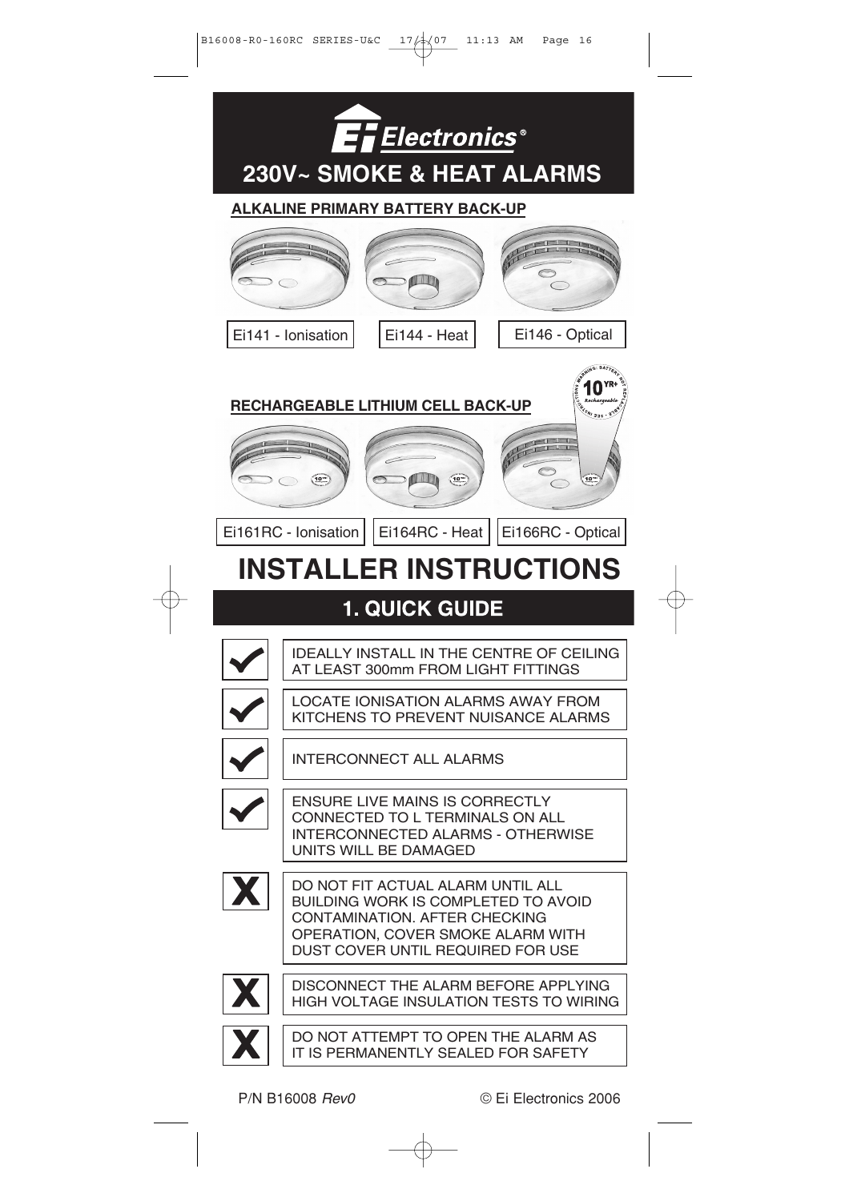# Ei Electronics®

## 230V~ SMOKE & HEAT ALARMS

**ALKALINE PRIMARY BATTERY BACK-UP**

Ei141 - Ionisation

Ei144 - Heat

Ei146 - Optical

**RECHARGEABLE LITHIUM CELL BACK-UP**

10YR+ Rechargeable

WARNING: BATTERY NOT REPLACEABLE - SEE INSTRUCTIONS

Ei161RC - Ionisation

Ei164RC - Heat

Ei166RC - Optical

# INSTALLER INSTRUCTIONS

## 1. QUICK GUIDE

✔ IDEALLY INSTALL IN THE CENTRE OF CEILING AT LEAST 300mm FROM LIGHT FITTINGS

✔ LOCATE IONISATION ALARMS AWAY FROM KITCHENS TO PREVENT NUISANCE ALARMS

✔ INTERCONNECT ALL ALARMS

✔ ENSURE LIVE MAINS IS CORRECTLY CONNECTED TO L TERMINALS ON ALL INTERCONNECTED ALARMS - OTHERWISE UNITS WILL BE DAMAGED

✘ DO NOT FIT ACTUAL ALARM UNTIL ALL BUILDING WORK IS COMPLETED TO AVOID CONTAMINATION. AFTER CHECKING OPERATION, COVER SMOKE ALARM WITH DUST COVER UNTIL REQUIRED FOR USE

✘ DISCONNECT THE ALARM BEFORE APPLYING HIGH VOLTAGE INSULATION TESTS TO WIRING

✘ DO NOT ATTEMPT TO OPEN THE ALARM AS IT IS PERMANENTLY SEALED FOR SAFETY

P/N B16008 *Rev0*

© Ei Electronics 2006